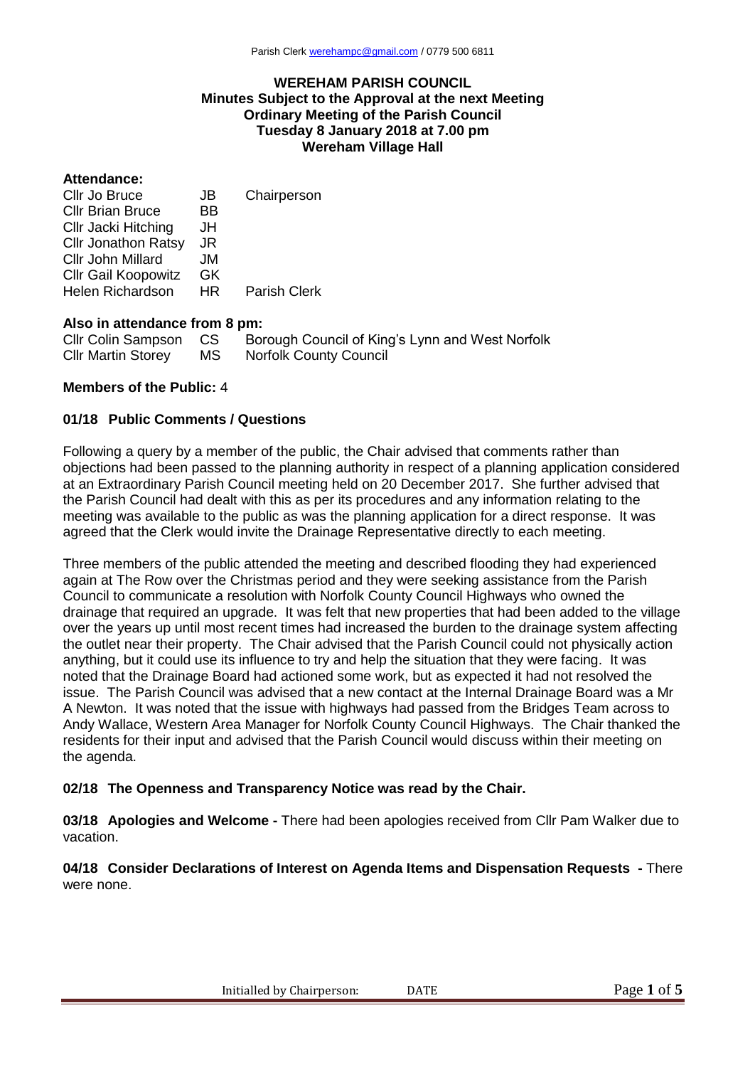# WEREHAM PARISH COUNCIL
## Minutes Subject to the Approval at the next Meeting
## Ordinary Meeting of the Parish Council
## Tuesday 8 January 2018 at 7.00 pm
## Wereham Village Hall

**Attendance:**

| | | |
|---|---|---|
| Cllr Jo Bruce | JB | Chairperson |
| Cllr Brian Bruce | BB | |
| Cllr Jacki Hitching | JH | |
| Cllr Jonathon Ratsy | JR | |
| Cllr John Millard | JM | |
| Cllr Gail Koopowitz | GK | |
| Helen Richardson | HR | Parish Clerk |

**Also in attendance from 8 pm:**

| | | |
|---|---|---|
| Cllr Colin Sampson | CS | Borough Council of King's Lynn and West Norfolk |
| Cllr Martin Storey | MS | Norfolk County Council |

**Members of the Public:** 4

**01/18 Public Comments / Questions**

Following a query by a member of the public, the Chair advised that comments rather than objections had been passed to the planning authority in respect of a planning application considered at an Extraordinary Parish Council meeting held on 20 December 2017. She further advised that the Parish Council had dealt with this as per its procedures and any information relating to the meeting was available to the public as was the planning application for a direct response. It was agreed that the Clerk would invite the Drainage Representative directly to each meeting.

Three members of the public attended the meeting and described flooding they had experienced again at The Row over the Christmas period and they were seeking assistance from the Parish Council to communicate a resolution with Norfolk County Council Highways who owned the drainage that required an upgrade. It was felt that new properties that had been added to the village over the years up until most recent times had increased the burden to the drainage system affecting the outlet near their property. The Chair advised that the Parish Council could not physically action anything, but it could use its influence to try and help the situation that they were facing. It was noted that the Drainage Board had actioned some work, but as expected it had not resolved the issue. The Parish Council was advised that a new contact at the Internal Drainage Board was a Mr A Newton. It was noted that the issue with highways had passed from the Bridges Team across to Andy Wallace, Western Area Manager for Norfolk County Council Highways. The Chair thanked the residents for their input and advised that the Parish Council would discuss within their meeting on the agenda.

**02/18 The Openness and Transparency Notice was read by the Chair.**

**03/18 Apologies and Welcome -** There had been apologies received from Cllr Pam Walker due to vacation.

**04/18 Consider Declarations of Interest on Agenda Items and Dispensation Requests -** There were none.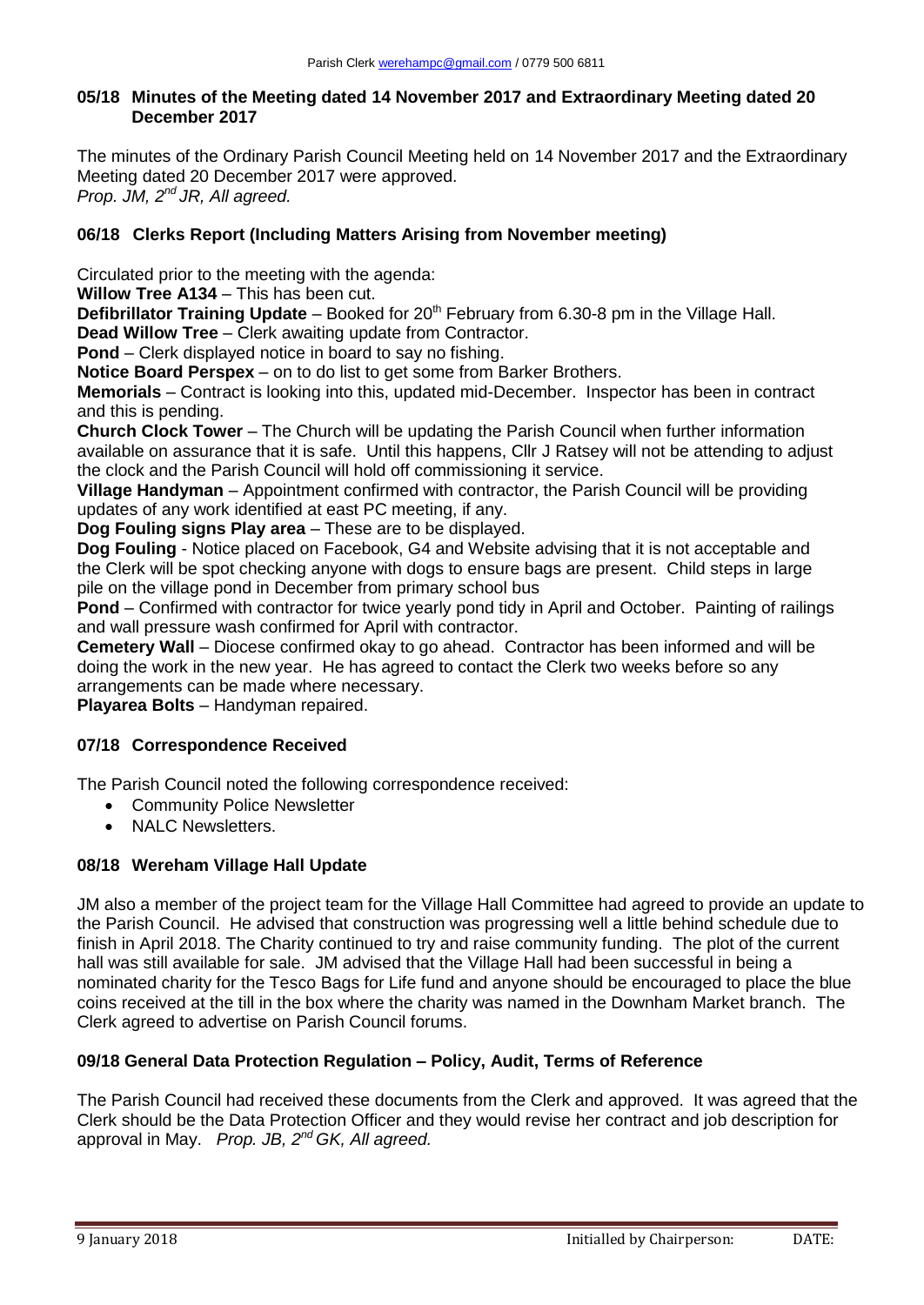### 05/18 Minutes of the Meeting dated 14 November 2017 and Extraordinary Meeting dated 20 December 2017

The minutes of the Ordinary Parish Council Meeting held on 14 November 2017 and the Extraordinary Meeting dated 20 December 2017 were approved.
*Prop. JM, 2nd JR, All agreed.*

### 06/18 Clerks Report (Including Matters Arising from November meeting)

Circulated prior to the meeting with the agenda:

**Willow Tree A134** – This has been cut.
**Defibrillator Training Update** – Booked for 20th February from 6.30-8 pm in the Village Hall.
**Dead Willow Tree** – Clerk awaiting update from Contractor.
**Pond** – Clerk displayed notice in board to say no fishing.
**Notice Board Perspex** – on to do list to get some from Barker Brothers.
**Memorials** – Contract is looking into this, updated mid-December. Inspector has been in contract and this is pending.
**Church Clock Tower** – The Church will be updating the Parish Council when further information available on assurance that it is safe. Until this happens, Cllr J Ratsey will not be attending to adjust the clock and the Parish Council will hold off commissioning it service.
**Village Handyman** – Appointment confirmed with contractor, the Parish Council will be providing updates of any work identified at east PC meeting, if any.
**Dog Fouling signs Play area** – These are to be displayed.
**Dog Fouling** - Notice placed on Facebook, G4 and Website advising that it is not acceptable and the Clerk will be spot checking anyone with dogs to ensure bags are present. Child steps in large pile on the village pond in December from primary school bus
**Pond** – Confirmed with contractor for twice yearly pond tidy in April and October. Painting of railings and wall pressure wash confirmed for April with contractor.
**Cemetery Wall** – Diocese confirmed okay to go ahead. Contractor has been informed and will be doing the work in the new year. He has agreed to contact the Clerk two weeks before so any arrangements can be made where necessary.
**Playarea Bolts** – Handyman repaired.

### 07/18 Correspondence Received

The Parish Council noted the following correspondence received:

- Community Police Newsletter
- NALC Newsletters.

### 08/18 Wereham Village Hall Update

JM also a member of the project team for the Village Hall Committee had agreed to provide an update to the Parish Council. He advised that construction was progressing well a little behind schedule due to finish in April 2018. The Charity continued to try and raise community funding. The plot of the current hall was still available for sale. JM advised that the Village Hall had been successful in being a nominated charity for the Tesco Bags for Life fund and anyone should be encouraged to place the blue coins received at the till in the box where the charity was named in the Downham Market branch. The Clerk agreed to advertise on Parish Council forums.

### 09/18 General Data Protection Regulation – Policy, Audit, Terms of Reference

The Parish Council had received these documents from the Clerk and approved. It was agreed that the Clerk should be the Data Protection Officer and they would revise her contract and job description for approval in May. *Prop. JB, 2nd GK, All agreed.*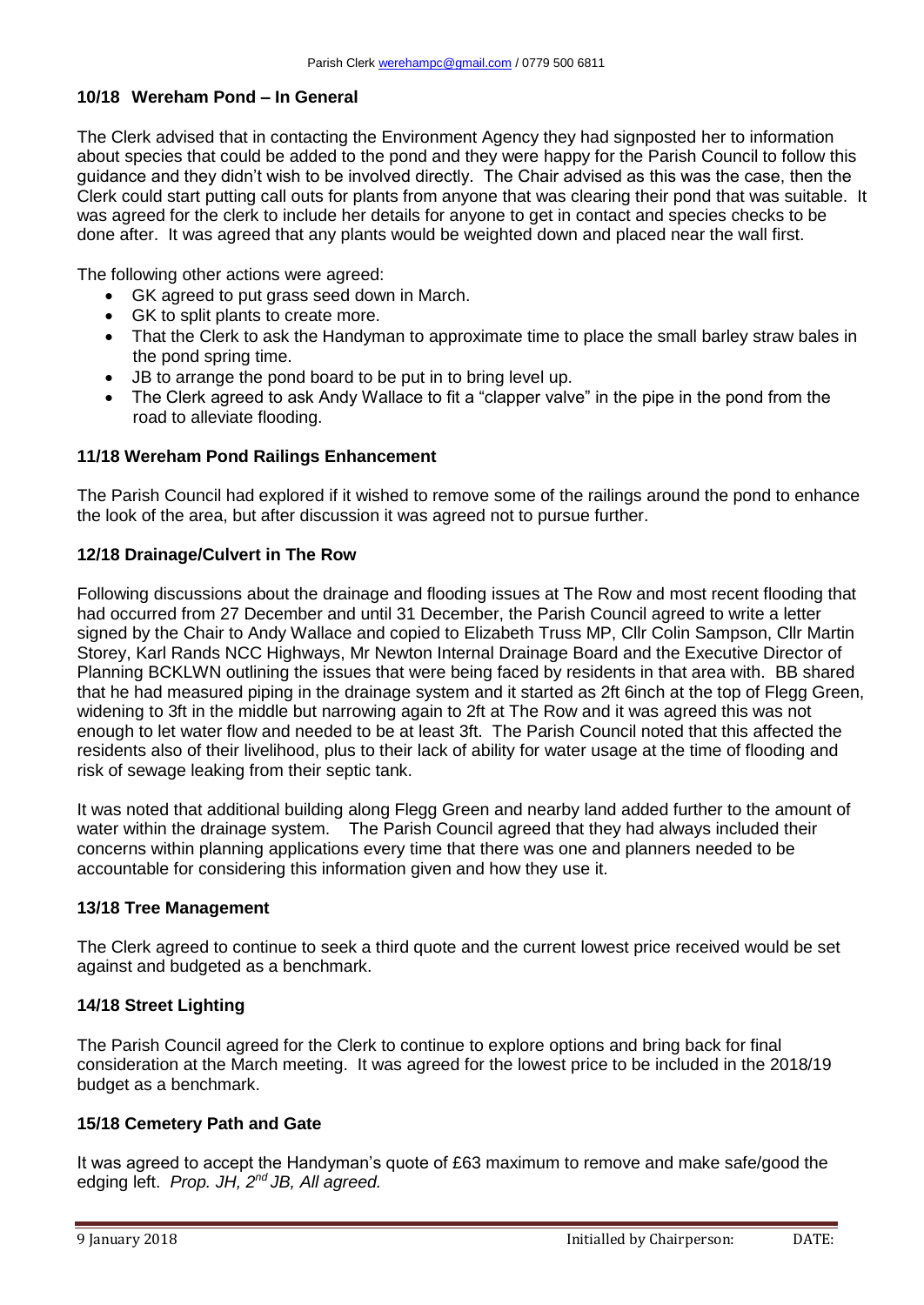### 10/18 Wereham Pond – In General

The Clerk advised that in contacting the Environment Agency they had signposted her to information about species that could be added to the pond and they were happy for the Parish Council to follow this guidance and they didn't wish to be involved directly. The Chair advised as this was the case, then the Clerk could start putting call outs for plants from anyone that was clearing their pond that was suitable. It was agreed for the clerk to include her details for anyone to get in contact and species checks to be done after. It was agreed that any plants would be weighted down and placed near the wall first.

The following other actions were agreed:

- GK agreed to put grass seed down in March.
- GK to split plants to create more.
- That the Clerk to ask the Handyman to approximate time to place the small barley straw bales in the pond spring time.
- JB to arrange the pond board to be put in to bring level up.
- The Clerk agreed to ask Andy Wallace to fit a "clapper valve" in the pipe in the pond from the road to alleviate flooding.

### 11/18 Wereham Pond Railings Enhancement

The Parish Council had explored if it wished to remove some of the railings around the pond to enhance the look of the area, but after discussion it was agreed not to pursue further.

### 12/18 Drainage/Culvert in The Row

Following discussions about the drainage and flooding issues at The Row and most recent flooding that had occurred from 27 December and until 31 December, the Parish Council agreed to write a letter signed by the Chair to Andy Wallace and copied to Elizabeth Truss MP, Cllr Colin Sampson, Cllr Martin Storey, Karl Rands NCC Highways, Mr Newton Internal Drainage Board and the Executive Director of Planning BCKLWN outlining the issues that were being faced by residents in that area with. BB shared that he had measured piping in the drainage system and it started as 2ft 6inch at the top of Flegg Green, widening to 3ft in the middle but narrowing again to 2ft at The Row and it was agreed this was not enough to let water flow and needed to be at least 3ft. The Parish Council noted that this affected the residents also of their livelihood, plus to their lack of ability for water usage at the time of flooding and risk of sewage leaking from their septic tank.

It was noted that additional building along Flegg Green and nearby land added further to the amount of water within the drainage system. The Parish Council agreed that they had always included their concerns within planning applications every time that there was one and planners needed to be accountable for considering this information given and how they use it.

### 13/18 Tree Management

The Clerk agreed to continue to seek a third quote and the current lowest price received would be set against and budgeted as a benchmark.

### 14/18 Street Lighting

The Parish Council agreed for the Clerk to continue to explore options and bring back for final consideration at the March meeting. It was agreed for the lowest price to be included in the 2018/19 budget as a benchmark.

### 15/18 Cemetery Path and Gate

It was agreed to accept the Handyman's quote of £63 maximum to remove and make safe/good the edging left. *Prop. JH, 2nd JB, All agreed.*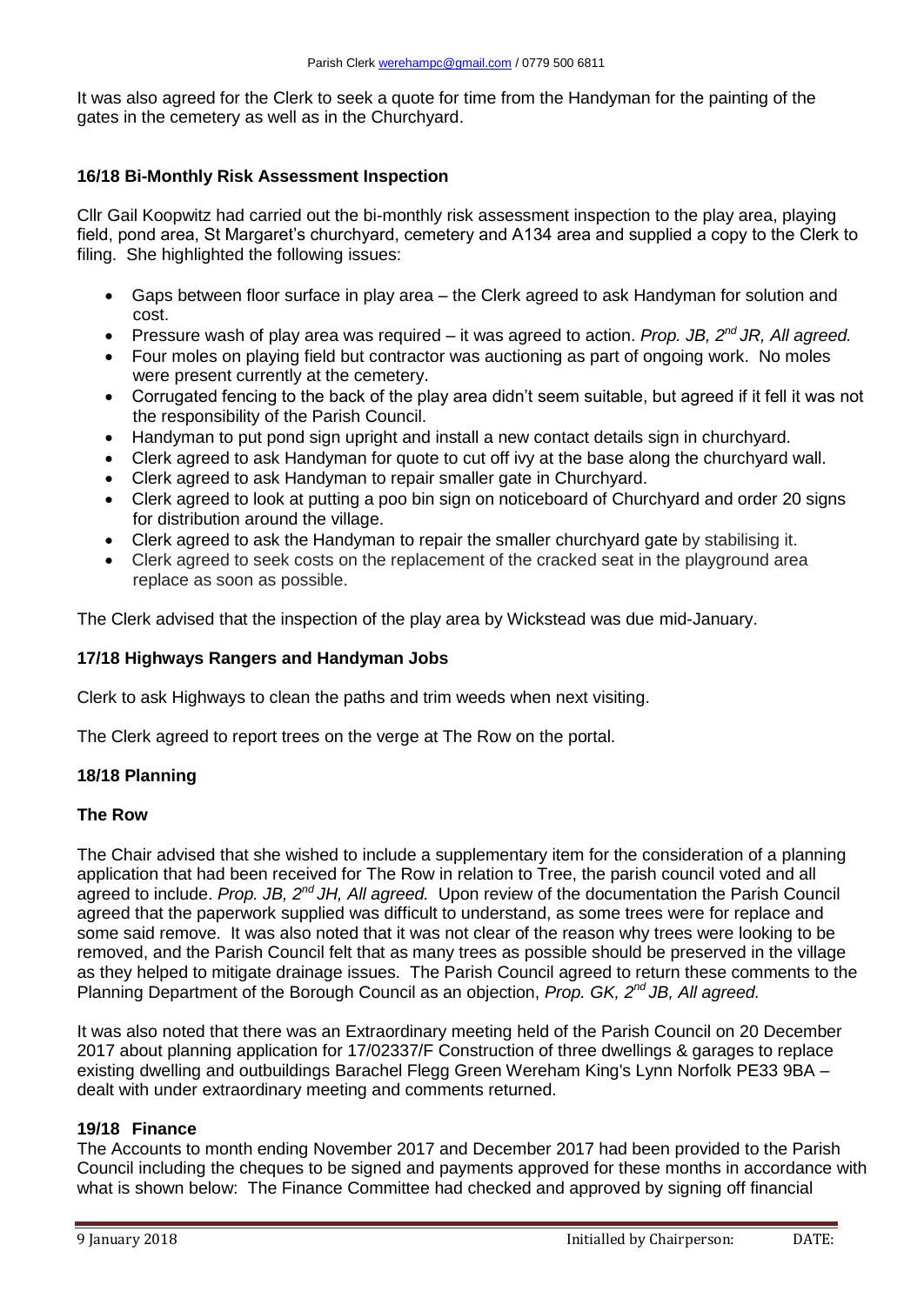It was also agreed for the Clerk to seek a quote for time from the Handyman for the painting of the gates in the cemetery as well as in the Churchyard.

### 16/18 Bi-Monthly Risk Assessment Inspection

Cllr Gail Koopwitz had carried out the bi-monthly risk assessment inspection to the play area, playing field, pond area, St Margaret's churchyard, cemetery and A134 area and supplied a copy to the Clerk to filing. She highlighted the following issues:

- Gaps between floor surface in play area – the Clerk agreed to ask Handyman for solution and cost.
- Pressure wash of play area was required – it was agreed to action. *Prop. JB, 2nd JR, All agreed.*
- Four moles on playing field but contractor was auctioning as part of ongoing work. No moles were present currently at the cemetery.
- Corrugated fencing to the back of the play area didn't seem suitable, but agreed if it fell it was not the responsibility of the Parish Council.
- Handyman to put pond sign upright and install a new contact details sign in churchyard.
- Clerk agreed to ask Handyman for quote to cut off ivy at the base along the churchyard wall.
- Clerk agreed to ask Handyman to repair smaller gate in Churchyard.
- Clerk agreed to look at putting a poo bin sign on noticeboard of Churchyard and order 20 signs for distribution around the village.
- Clerk agreed to ask the Handyman to repair the smaller churchyard gate by stabilising it.
- Clerk agreed to seek costs on the replacement of the cracked seat in the playground area replace as soon as possible.

The Clerk advised that the inspection of the play area by Wickstead was due mid-January.

### 17/18 Highways Rangers and Handyman Jobs

Clerk to ask Highways to clean the paths and trim weeds when next visiting.

The Clerk agreed to report trees on the verge at The Row on the portal.

### 18/18 Planning

#### The Row

The Chair advised that she wished to include a supplementary item for the consideration of a planning application that had been received for The Row in relation to Tree, the parish council voted and all agreed to include. *Prop. JB, 2nd JH, All agreed.* Upon review of the documentation the Parish Council agreed that the paperwork supplied was difficult to understand, as some trees were for replace and some said remove. It was also noted that it was not clear of the reason why trees were looking to be removed, and the Parish Council felt that as many trees as possible should be preserved in the village as they helped to mitigate drainage issues. The Parish Council agreed to return these comments to the Planning Department of the Borough Council as an objection, *Prop. GK, 2nd JB, All agreed.*

It was also noted that there was an Extraordinary meeting held of the Parish Council on 20 December 2017 about planning application for 17/02337/F Construction of three dwellings & garages to replace existing dwelling and outbuildings Barachel Flegg Green Wereham King's Lynn Norfolk PE33 9BA – dealt with under extraordinary meeting and comments returned.

### 19/18 Finance

The Accounts to month ending November 2017 and December 2017 had been provided to the Parish Council including the cheques to be signed and payments approved for these months in accordance with what is shown below: The Finance Committee had checked and approved by signing off financial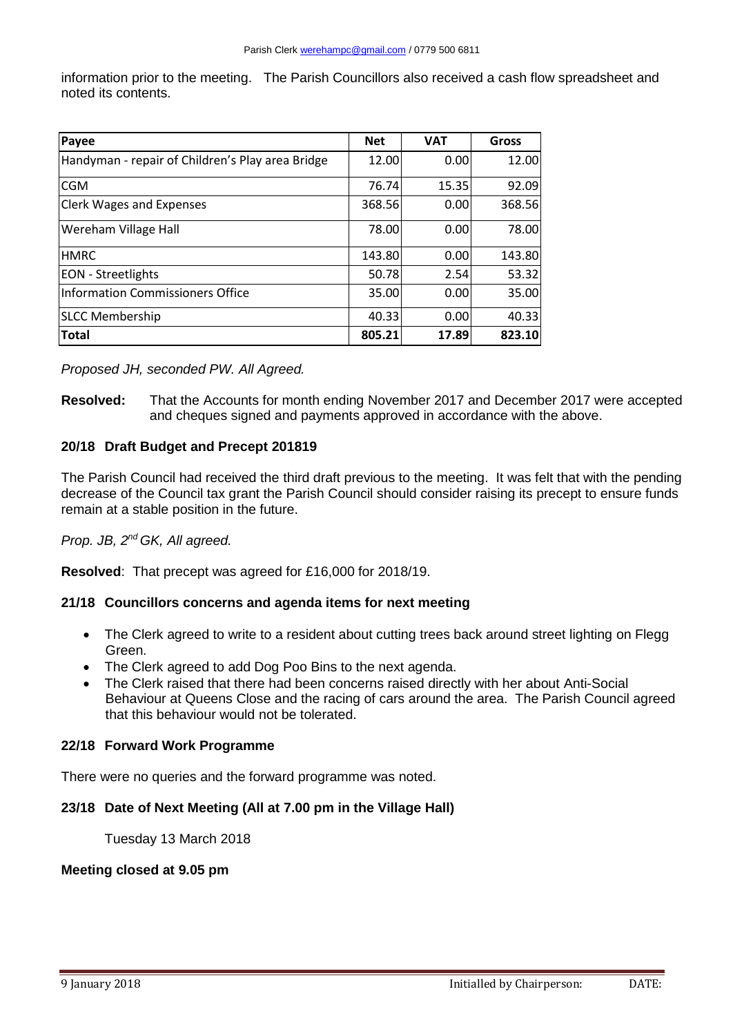information prior to the meeting. The Parish Councillors also received a cash flow spreadsheet and noted its contents.

| Payee | Net | VAT | Gross |
|---|---|---|---|
| Handyman - repair of Children's Play area Bridge | 12.00 | 0.00 | 12.00 |
| CGM | 76.74 | 15.35 | 92.09 |
| Clerk Wages and Expenses | 368.56 | 0.00 | 368.56 |
| Wereham Village Hall | 78.00 | 0.00 | 78.00 |
| HMRC | 143.80 | 0.00 | 143.80 |
| EON - Streetlights | 50.78 | 2.54 | 53.32 |
| Information Commissioners Office | 35.00 | 0.00 | 35.00 |
| SLCC Membership | 40.33 | 0.00 | 40.33 |
| **Total** | **805.21** | **17.89** | **823.10** |

*Proposed JH, seconded PW. All Agreed.*

**Resolved:** That the Accounts for month ending November 2017 and December 2017 were accepted and cheques signed and payments approved in accordance with the above.

### 20/18 Draft Budget and Precept 201819

The Parish Council had received the third draft previous to the meeting. It was felt that with the pending decrease of the Council tax grant the Parish Council should consider raising its precept to ensure funds remain at a stable position in the future.

*Prop. JB, 2nd GK, All agreed.*

**Resolved**: That precept was agreed for £16,000 for 2018/19.

### 21/18 Councillors concerns and agenda items for next meeting

- The Clerk agreed to write to a resident about cutting trees back around street lighting on Flegg Green.
- The Clerk agreed to add Dog Poo Bins to the next agenda.
- The Clerk raised that there had been concerns raised directly with her about Anti-Social Behaviour at Queens Close and the racing of cars around the area. The Parish Council agreed that this behaviour would not be tolerated.

### 22/18 Forward Work Programme

There were no queries and the forward programme was noted.

### 23/18 Date of Next Meeting (All at 7.00 pm in the Village Hall)

Tuesday 13 March 2018

**Meeting closed at 9.05 pm**